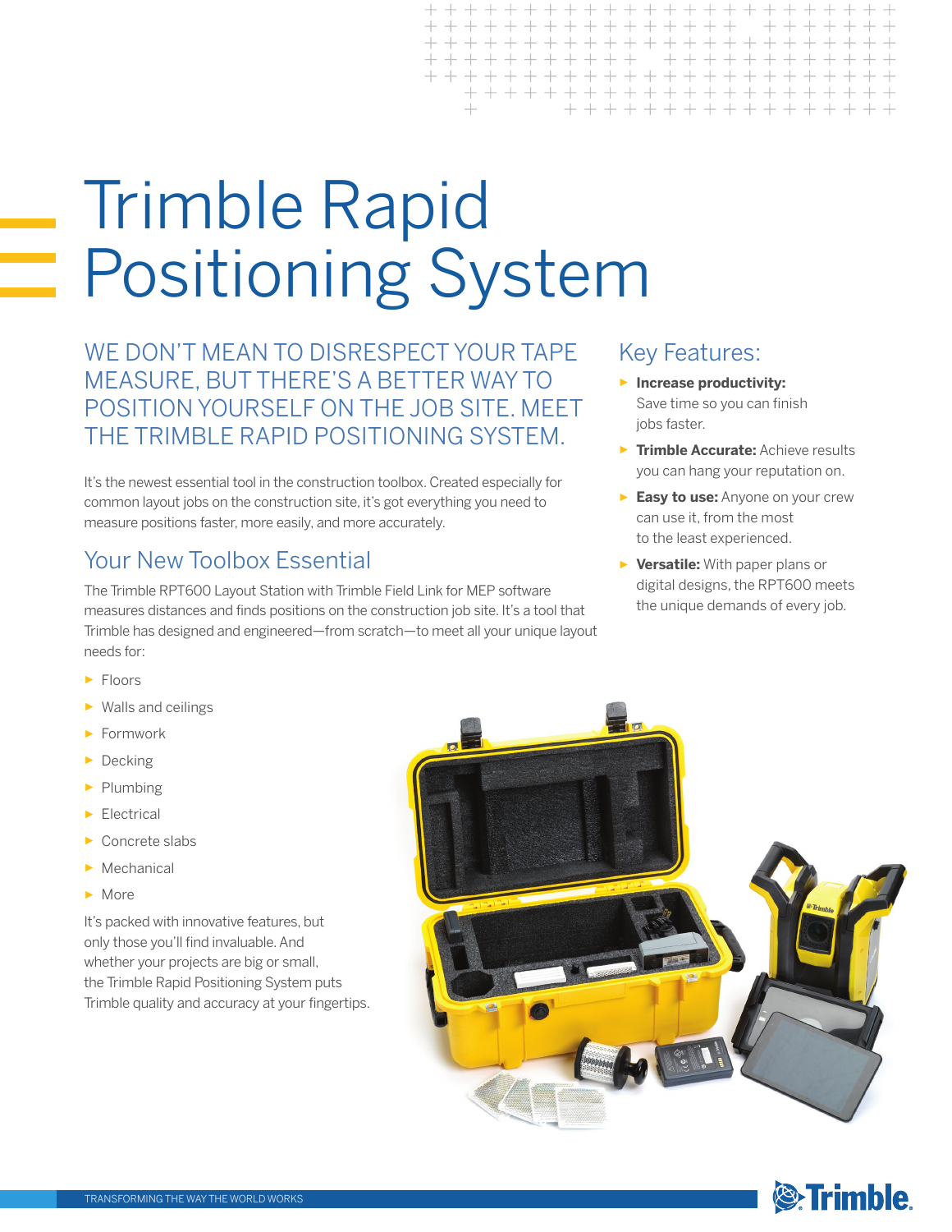# Trimble Rapid Positioning System

## WE DON'T MEAN TO DISRESPECT YOUR TAPE MEASURE, BUT THERE'S A BETTER WAY TO POSITION YOURSELF ON THE JOB SITE. MEET THE TRIMBLE RAPID POSITIONING SYSTEM.

It's the newest essential tool in the construction toolbox. Created especially for common layout jobs on the construction site, it's got everything you need to measure positions faster, more easily, and more accurately.

## Your New Toolbox Essential

The Trimble RPT600 Layout Station with Trimble Field Link for MEP software measures distances and finds positions on the construction job site. It's a tool that Trimble has designed and engineered—from scratch—to meet all your unique layout needs for:

- Floors
- Walls and ceilings
- Formwork
- Decking
- Plumbing
- Electrical
- Concrete slabs
- Mechanical
- More

It's packed with innovative features, but only those you'll find invaluable. And whether your projects are big or small, the Trimble Rapid Positioning System puts Trimble quality and accuracy at your fingertips.

## Key Features:

- **Increase productivity:** Save time so you can finish jobs faster.
- **Trimble Accurate:** Achieve results you can hang your reputation on.
- **Easy to use:** Anyone on your crew can use it, from the most to the least experienced.
- **Versatile:** With paper plans or digital designs, the RPT600 meets the unique demands of every job.

TRANSFORMING THE WAY THE WORLD WORKS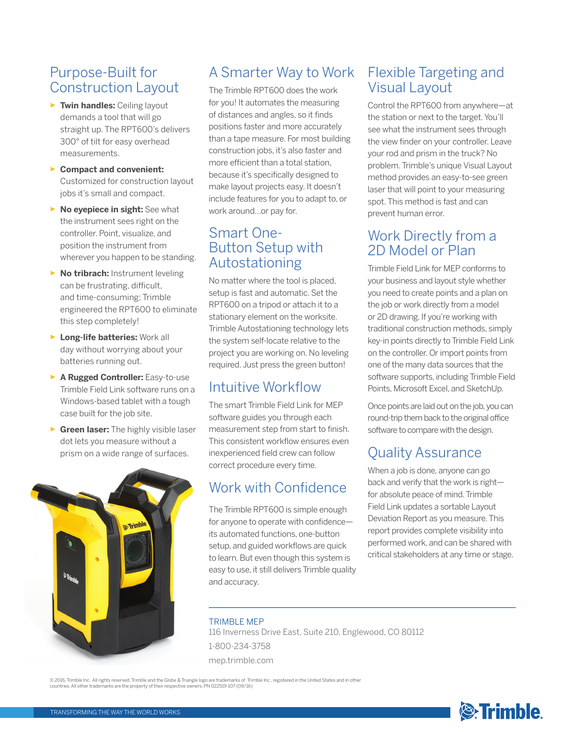## Purpose-Built for Construction Layout

- **Twin handles:** Ceiling layout demands a tool that will go straight up. The RPT600's delivers 300° of tilt for easy overhead measurements.
- **Compact and convenient:** Customized for construction layout jobs it's small and compact.
- **No eyepiece in sight:** See what the instrument sees right on the controller. Point, visualize, and position the instrument from wherever you happen to be standing.
- **No tribrach:** Instrument leveling can be frustrating, difficult, and time-consuming; Trimble engineered the RPT600 to eliminate this step completely!
- **Long-life batteries:** Work all day without worrying about your batteries running out.
- **A Rugged Controller:** Easy-to-use Trimble Field Link software runs on a Windows-based tablet with a tough case built for the job site.
- **Green laser:** The highly visible laser dot lets you measure without a prism on a wide range of surfaces.

## A Smarter Way to Work

The Trimble RPT600 does the work for you! It automates the measuring of distances and angles, so it finds positions faster and more accurately than a tape measure. For most building construction jobs, it's also faster and more efficient than a total station, because it's specifically designed to make layout projects easy. It doesn't include features for you to adapt to, or work around...or pay for.

## Smart One-Button Setup with Autostationing

No matter where the tool is placed, setup is fast and automatic. Set the RPT600 on a tripod or attach it to a stationary element on the worksite. Trimble Autostationing technology lets the system self-locate relative to the project you are working on. No leveling required. Just press the green button!

## Intuitive Workflow

The smart Trimble Field Link for MEP software guides you through each measurement step from start to finish. This consistent workflow ensures even inexperienced field crew can follow correct procedure every time.

## Work with Confidence

The Trimble RPT600 is simple enough for anyone to operate with confidence—its automated functions, one-button setup, and guided workflows are quick to learn. But even though this system is easy to use, it still delivers Trimble quality and accuracy.

## Flexible Targeting and Visual Layout

Control the RPT600 from anywhere—at the station or next to the target. You'll see what the instrument sees through the view finder on your controller. Leave your rod and prism in the truck? No problem. Trimble's unique Visual Layout method provides an easy-to-see green laser that will point to your measuring spot. This method is fast and can prevent human error.

## Work Directly from a 2D Model or Plan

Trimble Field Link for MEP conforms to your business and layout style whether you need to create points and a plan on the job or work directly from a model or 2D drawing. If you're working with traditional construction methods, simply key-in points directly to Trimble Field Link on the controller. Or import points from one of the many data sources that the software supports, including Trimble Field Points, Microsoft Excel, and SketchUp.

Once points are laid out on the job, you can round-trip them back to the original office software to compare with the design.

## Quality Assurance

When a job is done, anyone can go back and verify that the work is right—for absolute peace of mind. Trimble Field Link updates a sortable Layout Deviation Report as you measure. This report provides complete visibility into performed work, and can be shared with critical stakeholders at any time or stage.

---

TRIMBLE MEP
116 Inverness Drive East, Suite 210, Englewood, CO 80112
1-800-234-3758
mep.trimble.com

© 2016, Trimble Inc. All rights reserved. Trimble and the Globe & Triangle logo are trademarks of Trimble Inc., registered in the United States and in other countries. All other trademarks are the property of their respective owners. PN 022519-107 (09/16)

TRANSFORMING THE WAY THE WORLD WORKS

Trimble.